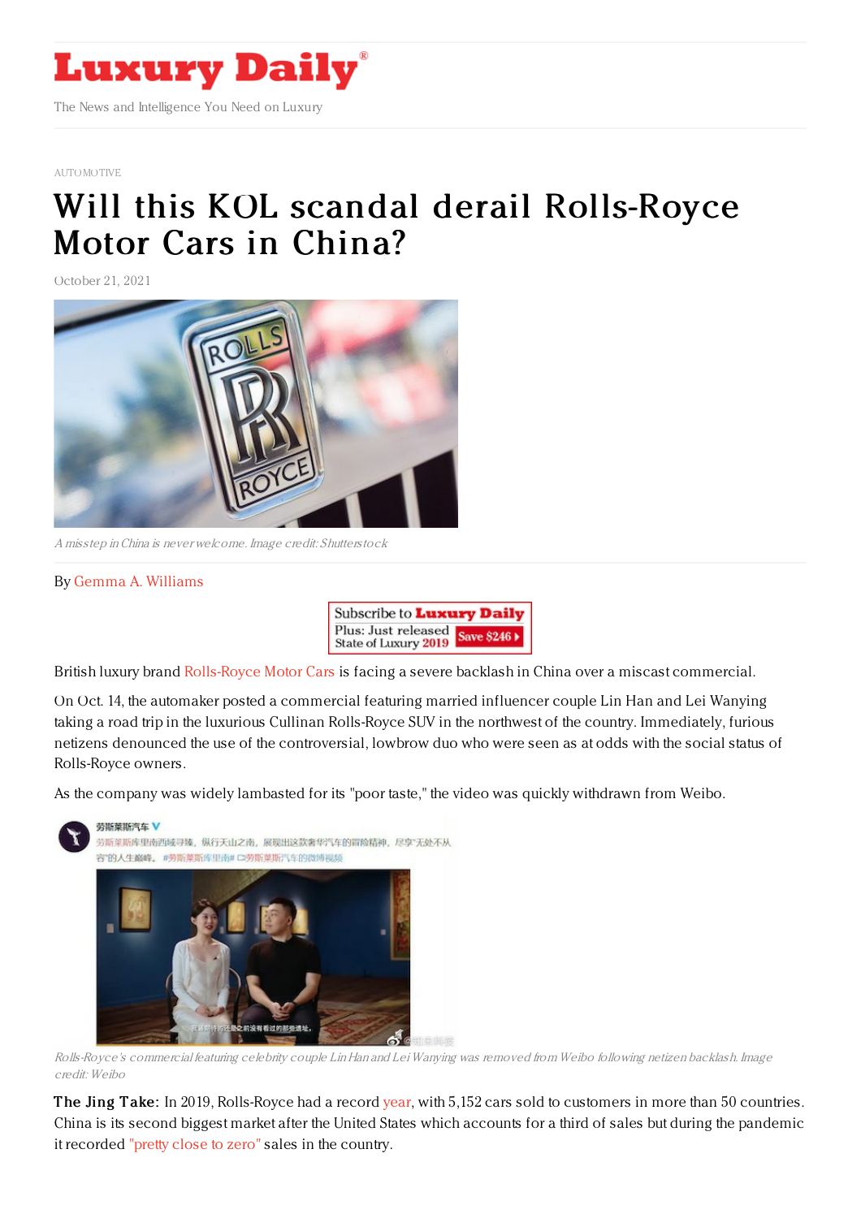AUTOMOTIVE

# Will this KOL scandal derail Rolls-Royce Motor Cars in China?

October 21, 2021

*A misstep in China is never welcome. Image credit: Shutterstock*

By Gemma A. Williams

British luxury brand Rolls-Royce Motor Cars is facing a severe backlash in China over a miscast commercial.

On Oct. 14, the automaker posted a commercial featuring married influencer couple Lin Han and Lei Wanying taking a road trip in the luxurious Cullinan Rolls-Royce SUV in the northwest of the country. Immediately, furious netizens denounced the use of the controversial, lowbrow duo who were seen as at odds with the social status of Rolls-Royce owners.

As the company was widely lambasted for its "poor taste," the video was quickly withdrawn from Weibo.

*Rolls-Royce's commercial featuring celebrity couple Lin Han and Lei Wanying was removed from Weibo following netizen backlash. Image credit: Weibo*

**The Jing Take:** In 2019, Rolls-Royce had a record year, with 5,152 cars sold to customers in more than 50 countries. China is its second biggest market after the United States which accounts for a third of sales but during the pandemic it recorded "pretty close to zero" sales in the country.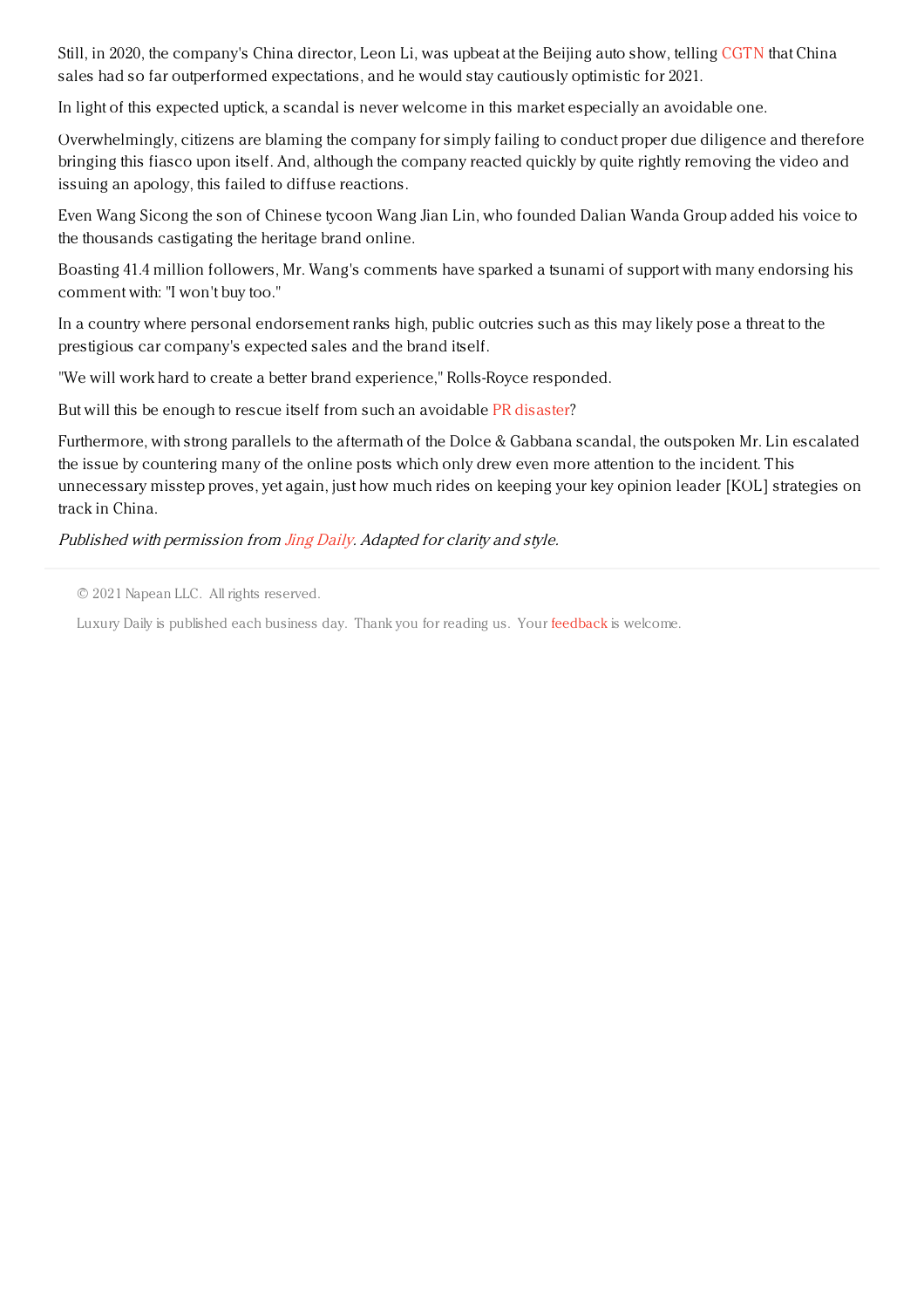Still, in 2020, the company's China director, Leon Li, was upbeat at the Beijing auto show, telling CGTN that China sales had so far outperformed expectations, and he would stay cautiously optimistic for 2021.

In light of this expected uptick, a scandal is never welcome in this market especially an avoidable one.

Overwhelmingly, citizens are blaming the company for simply failing to conduct proper due diligence and therefore bringing this fiasco upon itself. And, although the company reacted quickly by quite rightly removing the video and issuing an apology, this failed to diffuse reactions.

Even Wang Sicong the son of Chinese tycoon Wang Jian Lin, who founded Dalian Wanda Group added his voice to the thousands castigating the heritage brand online.

Boasting 41.4 million followers, Mr. Wang's comments have sparked a tsunami of support with many endorsing his comment with: "I won't buy too."

In a country where personal endorsement ranks high, public outcries such as this may likely pose a threat to the prestigious car company's expected sales and the brand itself.

"We will work hard to create a better brand experience," Rolls-Royce responded.

But will this be enough to rescue itself from such an avoidable PR disaster?

Furthermore, with strong parallels to the aftermath of the Dolce & Gabbana scandal, the outspoken Mr. Lin escalated the issue by countering many of the online posts which only drew even more attention to the incident. This unnecessary misstep proves, yet again, just how much rides on keeping your key opinion leader [KOL] strategies on track in China.

*Published with permission from Jing Daily. Adapted for clarity and style.*

© 2021 Napean LLC. All rights reserved.

Luxury Daily is published each business day. Thank you for reading us. Your feedback is welcome.